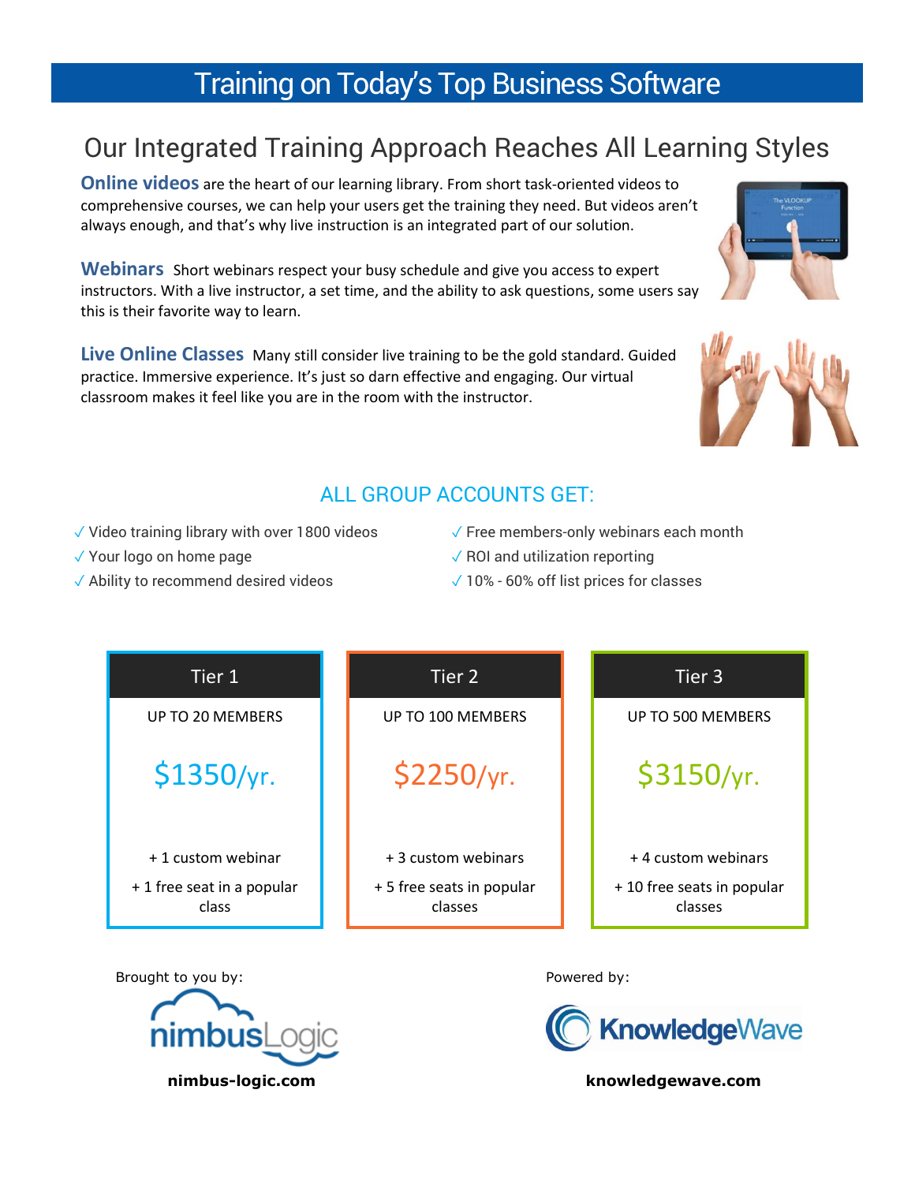# Training on Today's Top Business Software

## Our Integrated Training Approach Reaches All Learning Styles

**Online videos** are the heart of our learning library. From short task-oriented videos to comprehensive courses, we can help your users get the training they need. But videos aren't always enough, and that's why live instruction is an integrated part of our solution.

**Webinars** Short webinars respect your busy schedule and give you access to expert instructors. With a live instructor, a set time, and the ability to ask questions, some users say this is their favorite way to learn.

**Live Online Classes** Many still consider live training to be the gold standard. Guided practice. Immersive experience. It's just so darn effective and engaging. Our virtual classroom makes it feel like you are in the room with the instructor.

### ALL GROUP ACCOUNTS GET:

- ✓ Video training library with over 1800 videos
- ✓ Your logo on home page
- ✓ Ability to recommend desired videos
- ✓ Free members-only webinars each month
- ✓ ROI and utilization reporting
- ✓ 10% - 60% off list prices for classes

| Tier 1 | Tier 2 | Tier 3 |
|---|---|---|
| UP TO 20 MEMBERS | UP TO 100 MEMBERS | UP TO 500 MEMBERS |
| $1350/yr. | $2250/yr. | $3150/yr. |
| + 1 custom webinar | + 3 custom webinars | + 4 custom webinars |
| + 1 free seat in a popular class | + 5 free seats in popular classes | + 10 free seats in popular classes |

Brought to you by:

nimbusLogic

**nimbus-logic.com**

Powered by:

KnowledgeWave

**knowledgewave.com**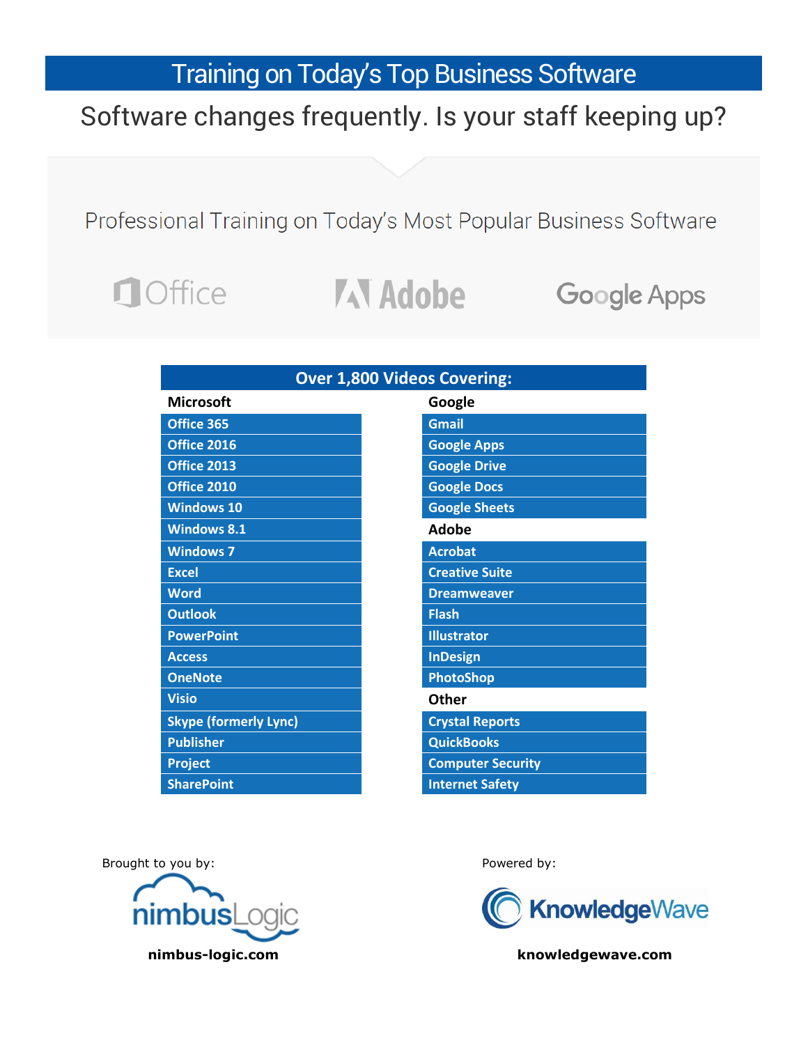# Training on Today's Top Business Software

## Software changes frequently. Is your staff keeping up?

Professional Training on Today's Most Popular Business Software

Office Adobe Google Apps

| Over 1,800 Videos Covering: | |
|---|---|
| **Microsoft** | **Google** |
| Office 365 | Gmail |
| Office 2016 | Google Apps |
| Office 2013 | Google Drive |
| Office 2010 | Google Docs |
| Windows 10 | Google Sheets |
| Windows 8.1 | **Adobe** |
| Windows 7 | Acrobat |
| Excel | Creative Suite |
| Word | Dreamweaver |
| Outlook | Flash |
| PowerPoint | Illustrator |
| Access | InDesign |
| OneNote | PhotoShop |
| Visio | **Other** |
| Skype (formerly Lync) | Crystal Reports |
| Publisher | QuickBooks |
| Project | Computer Security |
| SharePoint | Internet Safety |

Brought to you by:

nimbusLogic

**nimbus-logic.com**

Powered by:

KnowledgeWave

**knowledgewave.com**